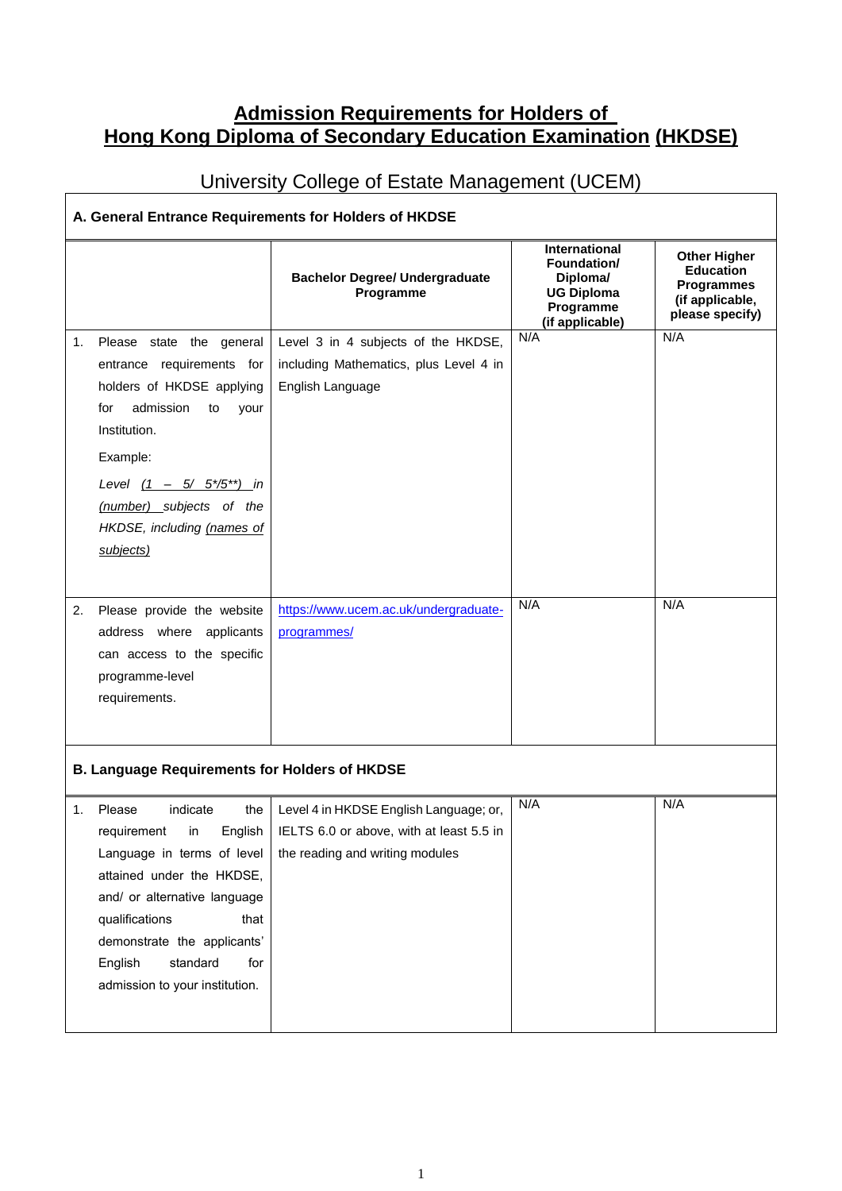# Admission Requirements for Holders of Hong Kong Diploma of Secondary Education Examination (HKDSE)

## University College of Estate Management (UCEM)

**A. General Entrance Requirements for Holders of HKDSE**

| | **Bachelor Degree/ Undergraduate Programme** | **International Foundation/ Diploma/ UG Diploma Programme (if applicable)** | **Other Higher Education Programmes (if applicable, please specify)** |
|---|---|---|---|
| 1. Please state the general entrance requirements for holders of HKDSE applying for admission to your Institution.<br><br>Example:<br><br>*Level (1 – 5/ 5*/5**) in (number) subjects of the HKDSE, including (names of subjects)* | Level 3 in 4 subjects of the HKDSE, including Mathematics, plus Level 4 in English Language | N/A | N/A |
| 2. Please provide the website address where applicants can access to the specific programme-level requirements. | https://www.ucem.ac.uk/undergraduate-programmes/ | N/A | N/A |

**B. Language Requirements for Holders of HKDSE**

| | | | |
|---|---|---|---|
| 1. Please indicate the requirement in English Language in terms of level attained under the HKDSE, and/ or alternative language qualifications that demonstrate the applicants' English standard for admission to your institution. | Level 4 in HKDSE English Language; or, IELTS 6.0 or above, with at least 5.5 in the reading and writing modules | N/A | N/A |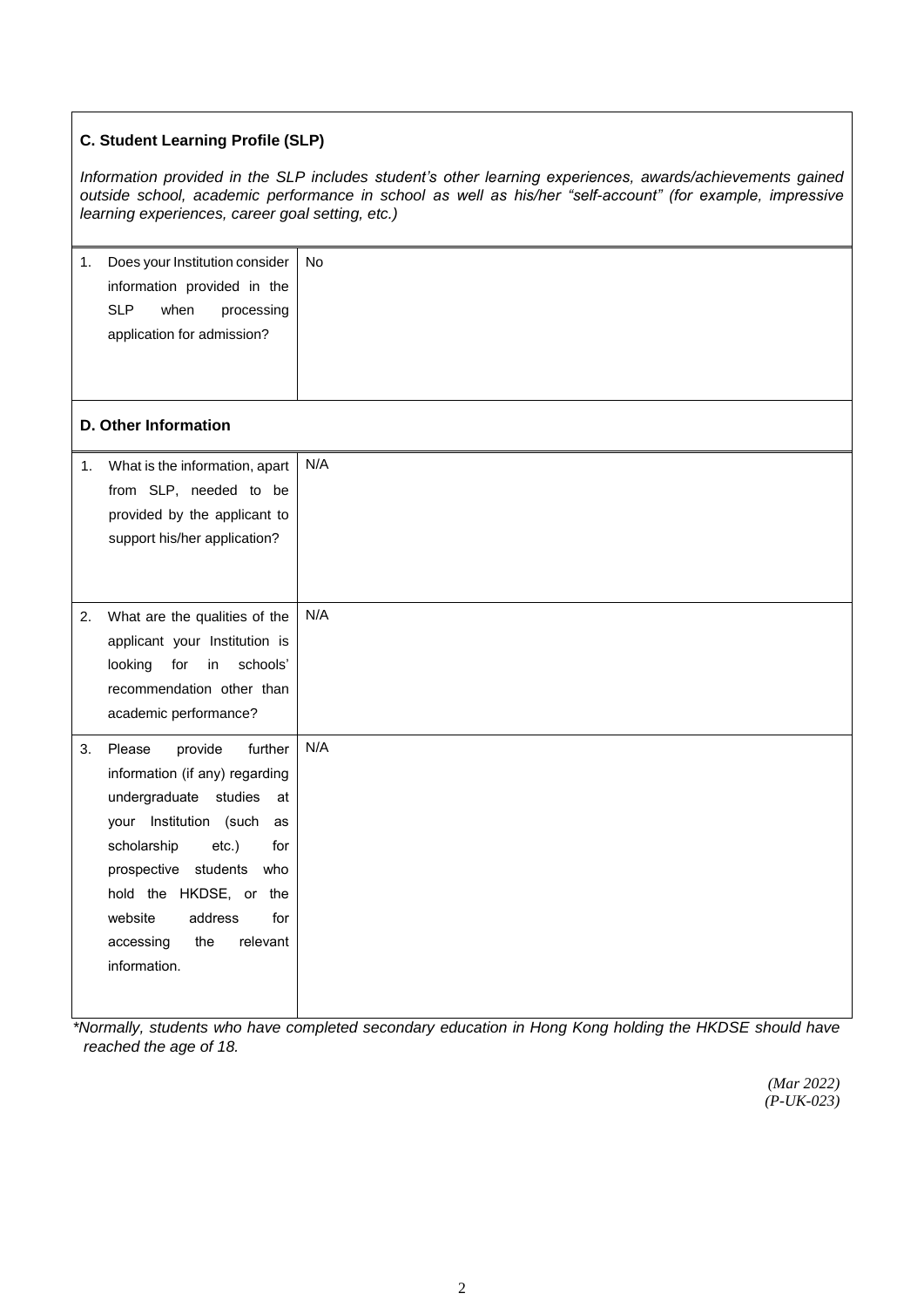### C. Student Learning Profile (SLP)

*Information provided in the SLP includes student's other learning experiences, awards/achievements gained outside school, academic performance in school as well as his/her "self-account" (for example, impressive learning experiences, career goal setting, etc.)*

| | |
|---|---|
| 1. Does your Institution consider information provided in the SLP when processing application for admission? | No |

### D. Other Information

| | |
|---|---|
| 1. What is the information, apart from SLP, needed to be provided by the applicant to support his/her application? | N/A |
| 2. What are the qualities of the applicant your Institution is looking for in schools' recommendation other than academic performance? | N/A |
| 3. Please provide further information (if any) regarding undergraduate studies at your Institution (such as scholarship etc.) for prospective students who hold the HKDSE, or the website address for accessing the relevant information. | N/A |

*\*Normally, students who have completed secondary education in Hong Kong holding the HKDSE should have reached the age of 18.*

*(Mar 2022)*
*(P-UK-023)*